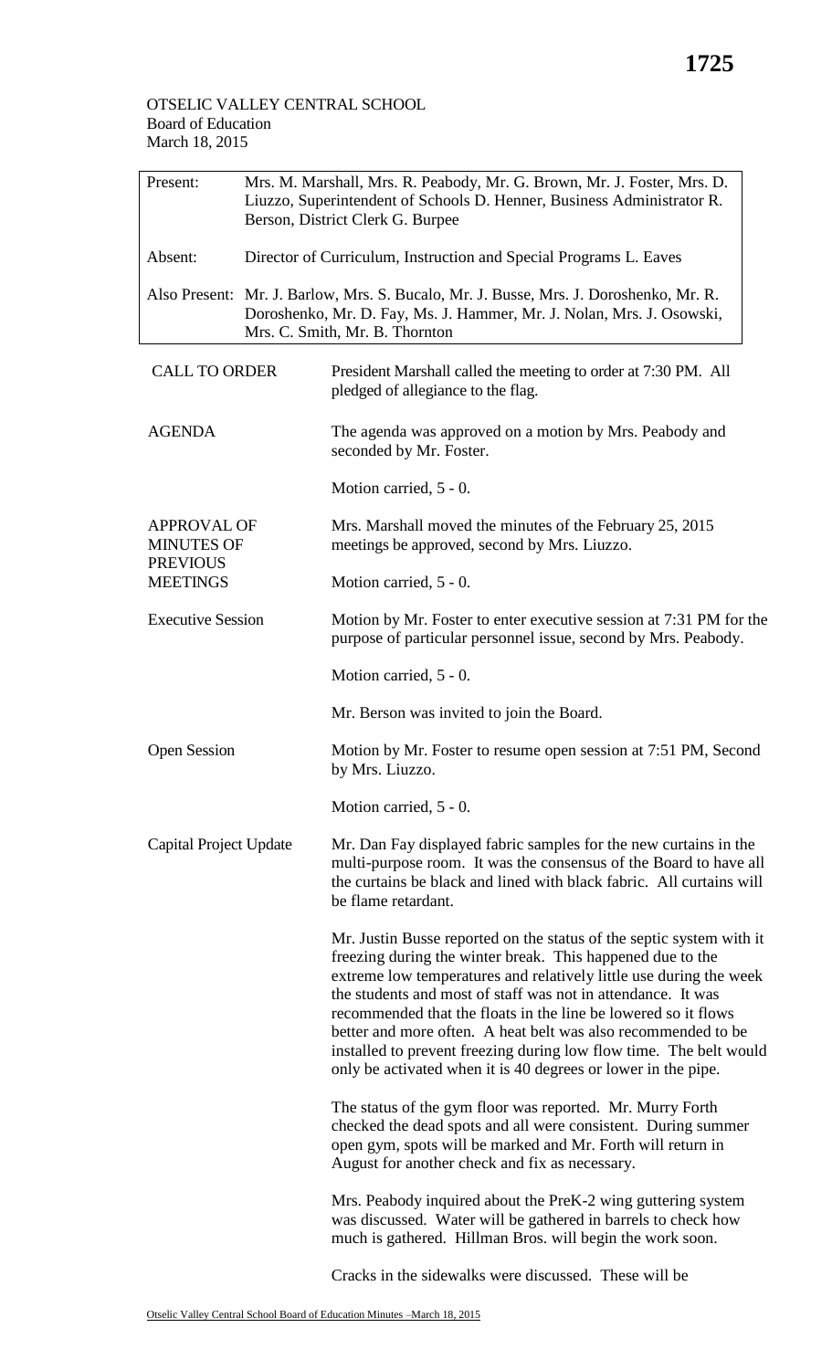OTSELIC VALLEY CENTRAL SCHOOL
Board of Education
March 18, 2015

| | |
|---|---|
| Present: | Mrs. M. Marshall, Mrs. R. Peabody, Mr. G. Brown, Mr. J. Foster, Mrs. D. Liuzzo, Superintendent of Schools D. Henner, Business Administrator R. Berson, District Clerk G. Burpee |
| Absent: | Director of Curriculum, Instruction and Special Programs L. Eaves |
| Also Present: | Mr. J. Barlow, Mrs. S. Bucalo, Mr. J. Busse, Mrs. J. Doroshenko, Mr. R. Doroshenko, Mr. D. Fay, Ms. J. Hammer, Mr. J. Nolan, Mrs. J. Osowski, Mrs. C. Smith, Mr. B. Thornton |

**CALL TO ORDER**

President Marshall called the meeting to order at 7:30 PM. All pledged of allegiance to the flag.

**AGENDA**

The agenda was approved on a motion by Mrs. Peabody and seconded by Mr. Foster.

Motion carried, 5 - 0.

**APPROVAL OF MINUTES OF PREVIOUS MEETINGS**

Mrs. Marshall moved the minutes of the February 25, 2015 meetings be approved, second by Mrs. Liuzzo.

Motion carried, 5 - 0.

**Executive Session**

Motion by Mr. Foster to enter executive session at 7:31 PM for the purpose of particular personnel issue, second by Mrs. Peabody.

Motion carried, 5 - 0.

Mr. Berson was invited to join the Board.

**Open Session**

Motion by Mr. Foster to resume open session at 7:51 PM, Second by Mrs. Liuzzo.

Motion carried, 5 - 0.

**Capital Project Update**

Mr. Dan Fay displayed fabric samples for the new curtains in the multi-purpose room. It was the consensus of the Board to have all the curtains be black and lined with black fabric. All curtains will be flame retardant.

Mr. Justin Busse reported on the status of the septic system with it freezing during the winter break. This happened due to the extreme low temperatures and relatively little use during the week the students and most of staff was not in attendance. It was recommended that the floats in the line be lowered so it flows better and more often. A heat belt was also recommended to be installed to prevent freezing during low flow time. The belt would only be activated when it is 40 degrees or lower in the pipe.

The status of the gym floor was reported. Mr. Murry Forth checked the dead spots and all were consistent. During summer open gym, spots will be marked and Mr. Forth will return in August for another check and fix as necessary.

Mrs. Peabody inquired about the PreK-2 wing guttering system was discussed. Water will be gathered in barrels to check how much is gathered. Hillman Bros. will begin the work soon.

Cracks in the sidewalks were discussed. These will be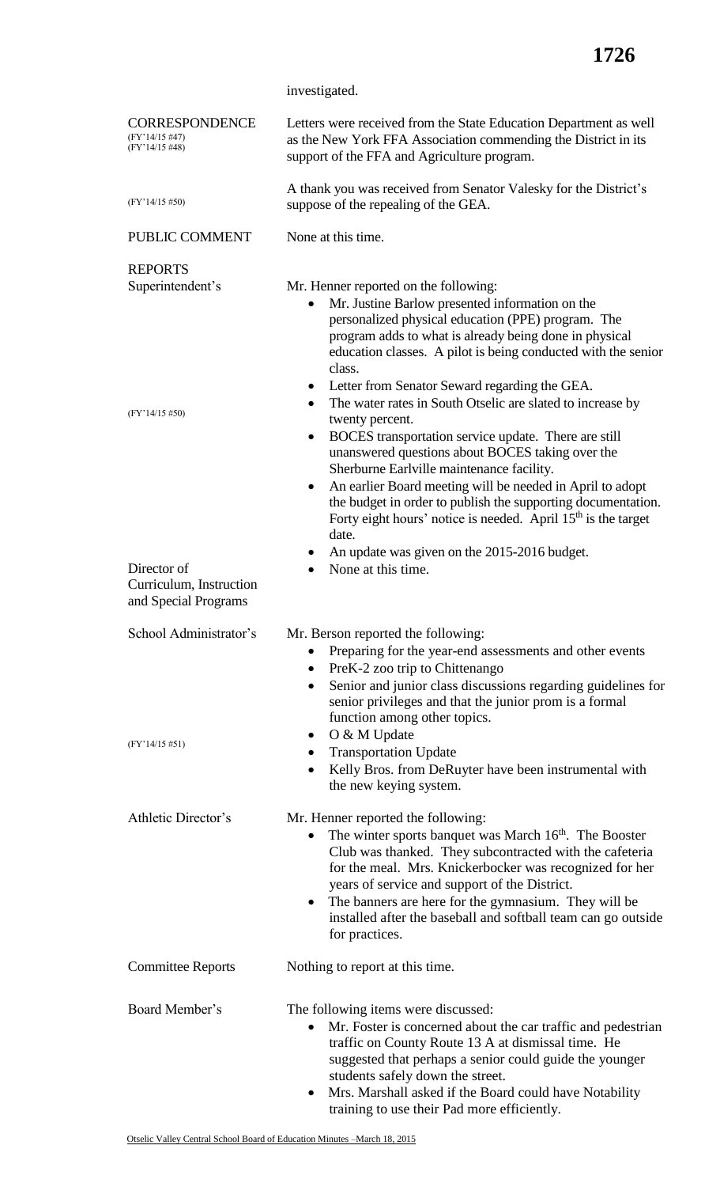investigated.

**CORRESPONDENCE**
(FY'14/15 #47)
(FY'14/15 #48)

Letters were received from the State Education Department as well as the New York FFA Association commending the District in its support of the FFA and Agriculture program.

(FY'14/15 #50)

A thank you was received from Senator Valesky for the District's suppose of the repealing of the GEA.

**PUBLIC COMMENT**

None at this time.

**REPORTS**

**Superintendent's**

Mr. Henner reported on the following:

- Mr. Justine Barlow presented information on the personalized physical education (PPE) program. The program adds to what is already being done in physical education classes. A pilot is being conducted with the senior class.
- Letter from Senator Seward regarding the GEA. (FY'14/15 #50)
- The water rates in South Otselic are slated to increase by twenty percent.
- BOCES transportation service update. There are still unanswered questions about BOCES taking over the Sherburne Earlville maintenance facility.
- An earlier Board meeting will be needed in April to adopt the budget in order to publish the supporting documentation. Forty eight hours' notice is needed. April 15th is the target date.
- An update was given on the 2015-2016 budget.

**Director of Curriculum, Instruction and Special Programs**

- None at this time.

**School Administrator's**

Mr. Berson reported the following:

- Preparing for the year-end assessments and other events
- PreK-2 zoo trip to Chittenango
- Senior and junior class discussions regarding guidelines for senior privileges and that the junior prom is a formal function among other topics.
- O & M Update (FY'14/15 #51)
- Transportation Update
- Kelly Bros. from DeRuyter have been instrumental with the new keying system.

**Athletic Director's**

Mr. Henner reported the following:

- The winter sports banquet was March 16th. The Booster Club was thanked. They subcontracted with the cafeteria for the meal. Mrs. Knickerbocker was recognized for her years of service and support of the District.
- The banners are here for the gymnasium. They will be installed after the baseball and softball team can go outside for practices.

**Committee Reports**

Nothing to report at this time.

**Board Member's**

The following items were discussed:

- Mr. Foster is concerned about the car traffic and pedestrian traffic on County Route 13 A at dismissal time. He suggested that perhaps a senior could guide the younger students safely down the street.
- Mrs. Marshall asked if the Board could have Notability training to use their Pad more efficiently.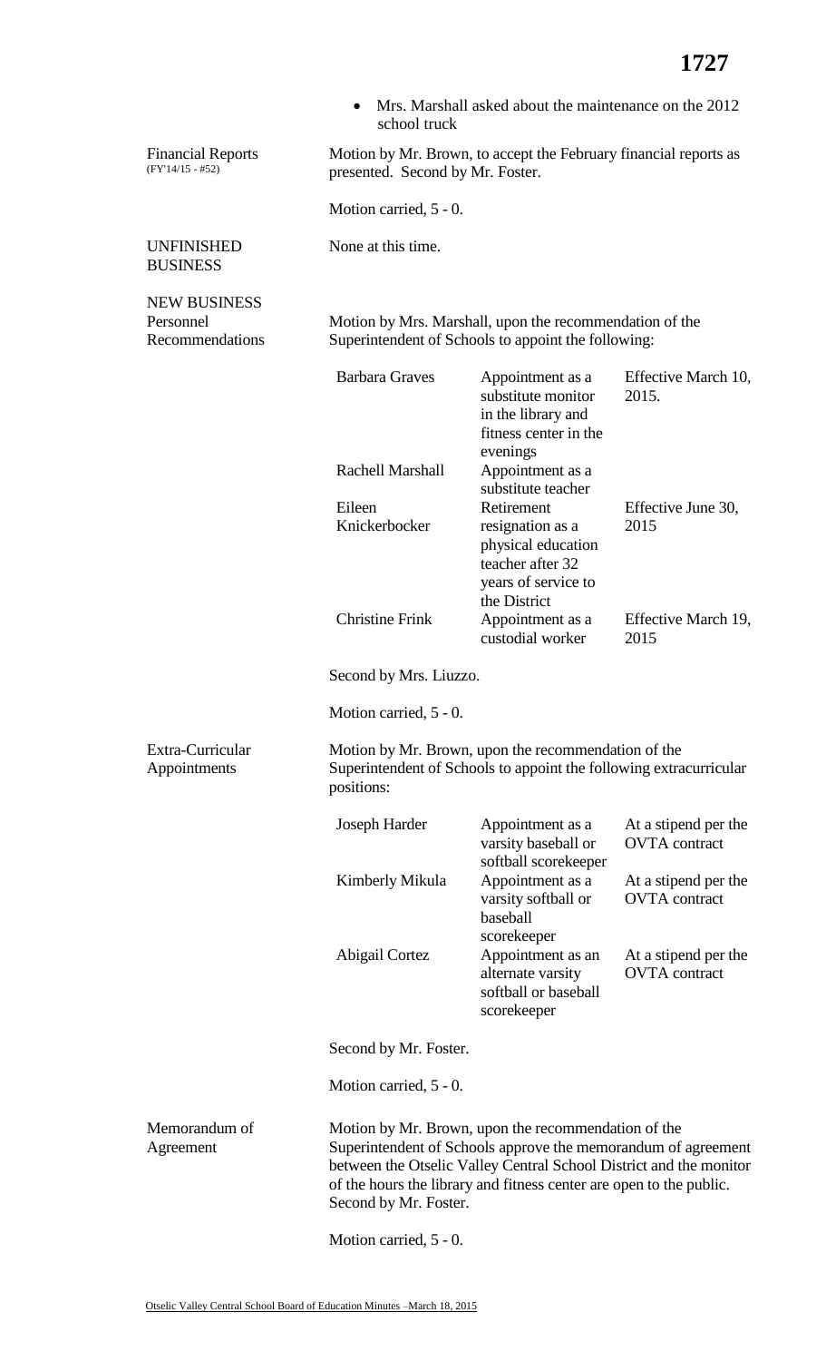- Mrs. Marshall asked about the maintenance on the 2012 school truck

**Financial Reports** (FY'14/15 - #52)

Motion by Mr. Brown, to accept the February financial reports as presented. Second by Mr. Foster.

Motion carried, 5 - 0.

**UNFINISHED BUSINESS**

None at this time.

**NEW BUSINESS**

**Personnel Recommendations**

Motion by Mrs. Marshall, upon the recommendation of the Superintendent of Schools to appoint the following:

| | | |
|---|---|---|
| Barbara Graves | Appointment as a substitute monitor in the library and fitness center in the evenings | Effective March 10, 2015. |
| Rachell Marshall | Appointment as a substitute teacher | |
| Eileen Knickerbocker | Retirement resignation as a physical education teacher after 32 years of service to the District | Effective June 30, 2015 |
| Christine Frink | Appointment as a custodial worker | Effective March 19, 2015 |

Second by Mrs. Liuzzo.

Motion carried, 5 - 0.

**Extra-Curricular Appointments**

Motion by Mr. Brown, upon the recommendation of the Superintendent of Schools to appoint the following extracurricular positions:

| | | |
|---|---|---|
| Joseph Harder | Appointment as a varsity baseball or softball scorekeeper | At a stipend per the OVTA contract |
| Kimberly Mikula | Appointment as a varsity softball or baseball scorekeeper | At a stipend per the OVTA contract |
| Abigail Cortez | Appointment as an alternate varsity softball or baseball scorekeeper | At a stipend per the OVTA contract |

Second by Mr. Foster.

Motion carried, 5 - 0.

**Memorandum of Agreement**

Motion by Mr. Brown, upon the recommendation of the Superintendent of Schools approve the memorandum of agreement between the Otselic Valley Central School District and the monitor of the hours the library and fitness center are open to the public. Second by Mr. Foster.

Motion carried, 5 - 0.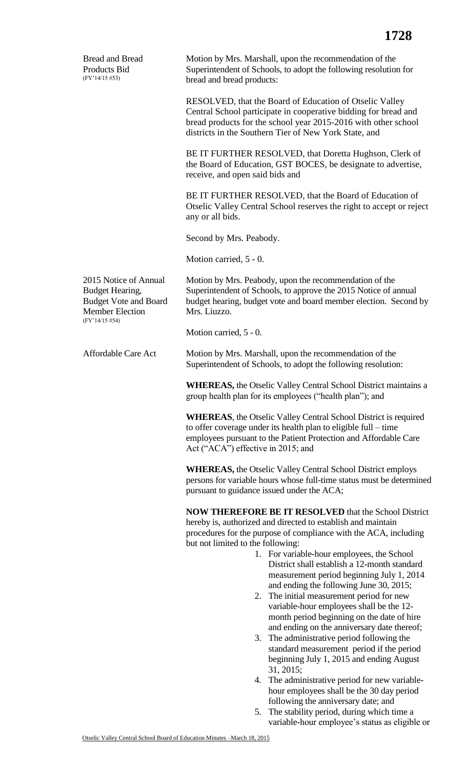**Bread and Bread Products Bid** (FY'14/15 #53)

Motion by Mrs. Marshall, upon the recommendation of the Superintendent of Schools, to adopt the following resolution for bread and bread products:

RESOLVED, that the Board of Education of Otselic Valley Central School participate in cooperative bidding for bread and bread products for the school year 2015-2016 with other school districts in the Southern Tier of New York State, and

BE IT FURTHER RESOLVED, that Doretta Hughson, Clerk of the Board of Education, GST BOCES, be designate to advertise, receive, and open said bids and

BE IT FURTHER RESOLVED, that the Board of Education of Otselic Valley Central School reserves the right to accept or reject any or all bids.

Second by Mrs. Peabody.

Motion carried, 5 - 0.

**2015 Notice of Annual Budget Hearing, Budget Vote and Board Member Election** (FY'14/15 #54)

Motion by Mrs. Peabody, upon the recommendation of the Superintendent of Schools, to approve the 2015 Notice of annual budget hearing, budget vote and board member election. Second by Mrs. Liuzzo.

Motion carried, 5 - 0.

**Affordable Care Act**

Motion by Mrs. Marshall, upon the recommendation of the Superintendent of Schools, to adopt the following resolution:

**WHEREAS,** the Otselic Valley Central School District maintains a group health plan for its employees ("health plan"); and

**WHEREAS**, the Otselic Valley Central School District is required to offer coverage under its health plan to eligible full – time employees pursuant to the Patient Protection and Affordable Care Act ("ACA") effective in 2015; and

**WHEREAS,** the Otselic Valley Central School District employs persons for variable hours whose full-time status must be determined pursuant to guidance issued under the ACA;

**NOW THEREFORE BE IT RESOLVED** that the School District hereby is, authorized and directed to establish and maintain procedures for the purpose of compliance with the ACA, including but not limited to the following:

1. For variable-hour employees, the School District shall establish a 12-month standard measurement period beginning July 1, 2014 and ending the following June 30, 2015;
2. The initial measurement period for new variable-hour employees shall be the 12-month period beginning on the date of hire and ending on the anniversary date thereof;
3. The administrative period following the standard measurement period if the period beginning July 1, 2015 and ending August 31, 2015;
4. The administrative period for new variable-hour employees shall be the 30 day period following the anniversary date; and
5. The stability period, during which time a variable-hour employee's status as eligible or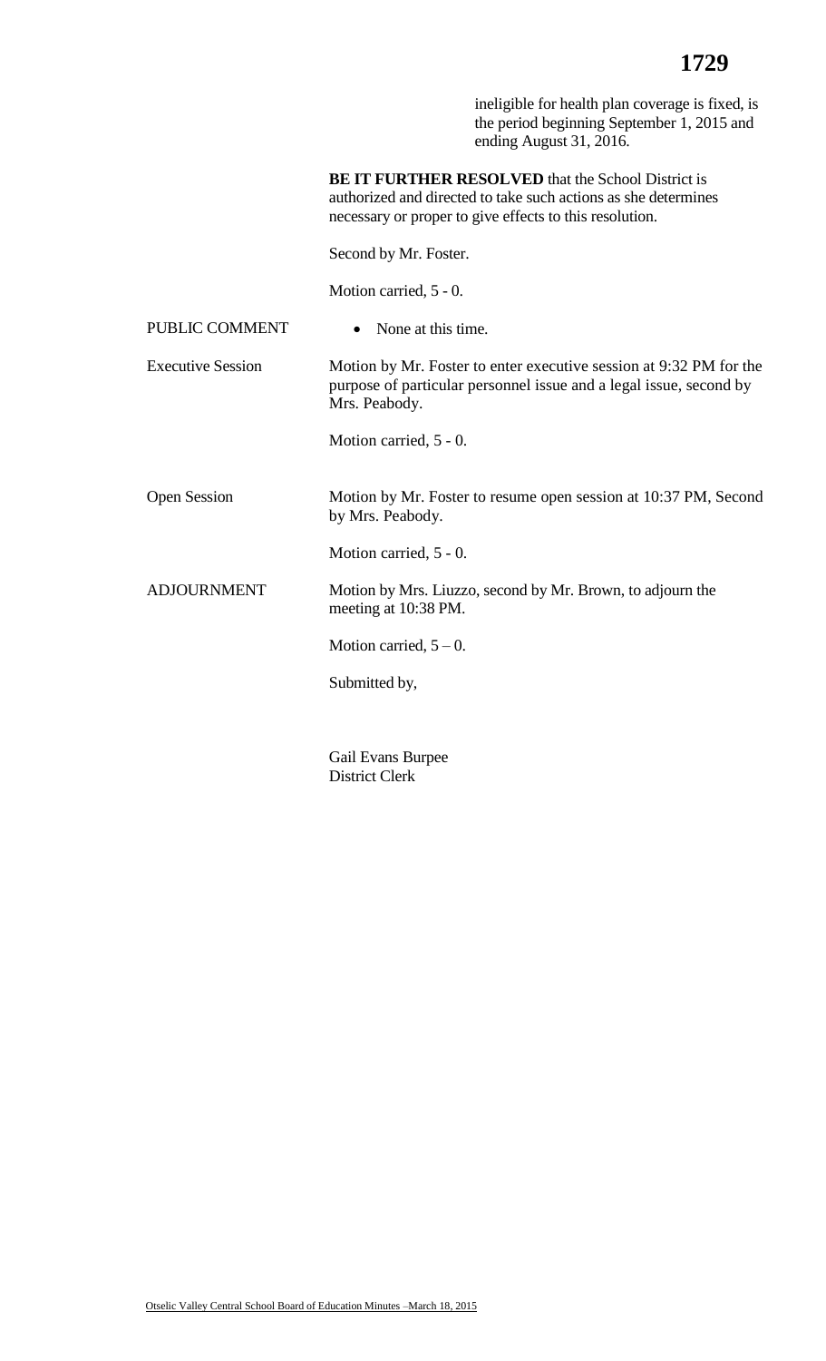ineligible for health plan coverage is fixed, is the period beginning September 1, 2015 and ending August 31, 2016.

**BE IT FURTHER RESOLVED** that the School District is authorized and directed to take such actions as she determines necessary or proper to give effects to this resolution.

Second by Mr. Foster.

Motion carried, 5 - 0.

PUBLIC COMMENT

- None at this time.

Executive Session

Motion by Mr. Foster to enter executive session at 9:32 PM for the purpose of particular personnel issue and a legal issue, second by Mrs. Peabody.

Motion carried, 5 - 0.

Open Session

Motion by Mr. Foster to resume open session at 10:37 PM, Second by Mrs. Peabody.

Motion carried, 5 - 0.

ADJOURNMENT

Motion by Mrs. Liuzzo, second by Mr. Brown, to adjourn the meeting at 10:38 PM.

Motion carried, 5 – 0.

Submitted by,

Gail Evans Burpee
District Clerk